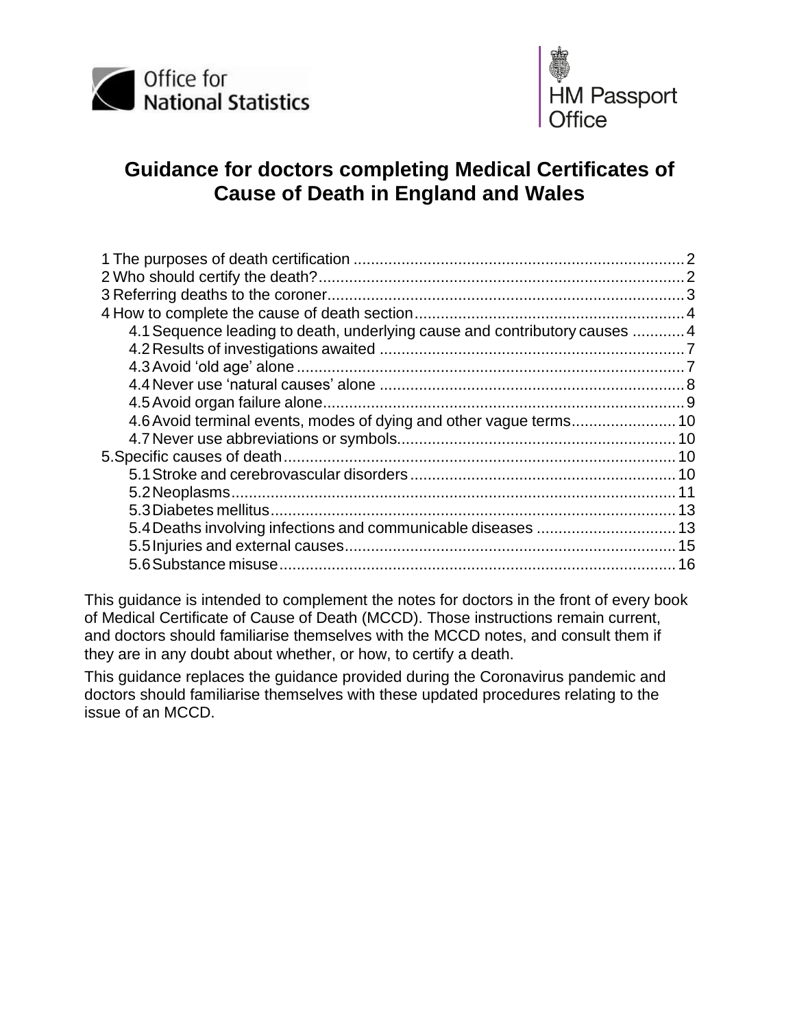Office for National Statistics

HM Passport Office

# Guidance for doctors completing Medical Certificates of Cause of Death in England and Wales

1 The purposes of death certification .......... 2
2 Who should certify the death? .......... 2
3 Referring deaths to the coroner .......... 3
4 How to complete the cause of death section .......... 4
- 4.1 Sequence leading to death, underlying cause and contributory causes .......... 4
- 4.2 Results of investigations awaited .......... 7
- 4.3 Avoid 'old age' alone .......... 7
- 4.4 Never use 'natural causes' alone .......... 8
- 4.5 Avoid organ failure alone .......... 9
- 4.6 Avoid terminal events, modes of dying and other vague terms .......... 10
- 4.7 Never use abbreviations or symbols .......... 10

5. Specific causes of death .......... 10
- 5.1 Stroke and cerebrovascular disorders .......... 10
- 5.2 Neoplasms .......... 11
- 5.3 Diabetes mellitus .......... 13
- 5.4 Deaths involving infections and communicable diseases .......... 13
- 5.5 Injuries and external causes .......... 15
- 5.6 Substance misuse .......... 16

This guidance is intended to complement the notes for doctors in the front of every book of Medical Certificate of Cause of Death (MCCD). Those instructions remain current, and doctors should familiarise themselves with the MCCD notes, and consult them if they are in any doubt about whether, or how, to certify a death.

This guidance replaces the guidance provided during the Coronavirus pandemic and doctors should familiarise themselves with these updated procedures relating to the issue of an MCCD.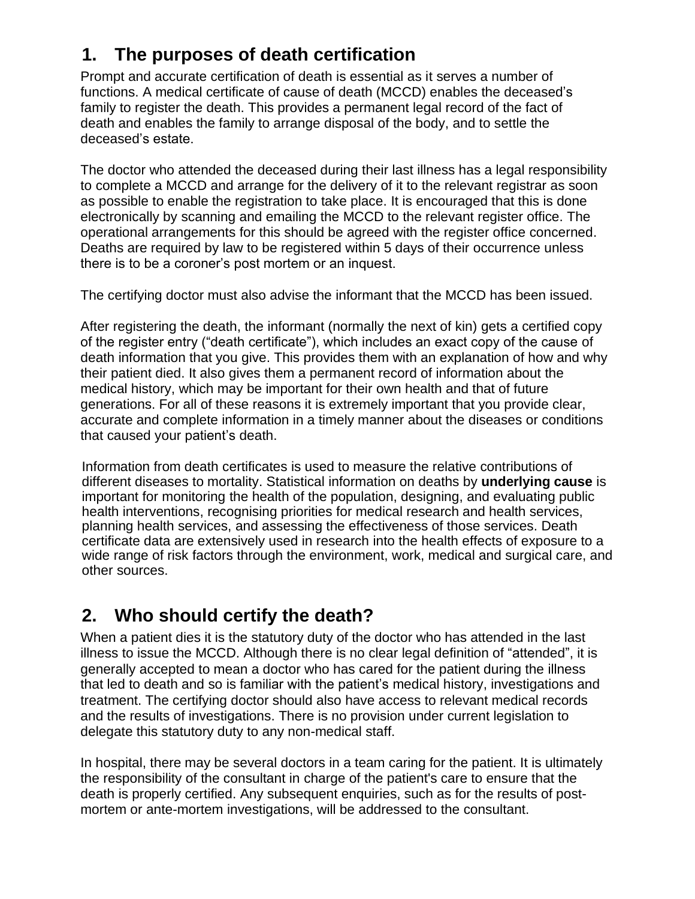## 1. The purposes of death certification

Prompt and accurate certification of death is essential as it serves a number of functions. A medical certificate of cause of death (MCCD) enables the deceased's family to register the death. This provides a permanent legal record of the fact of death and enables the family to arrange disposal of the body, and to settle the deceased's estate.

The doctor who attended the deceased during their last illness has a legal responsibility to complete a MCCD and arrange for the delivery of it to the relevant registrar as soon as possible to enable the registration to take place. It is encouraged that this is done electronically by scanning and emailing the MCCD to the relevant register office. The operational arrangements for this should be agreed with the register office concerned. Deaths are required by law to be registered within 5 days of their occurrence unless there is to be a coroner's post mortem or an inquest.

The certifying doctor must also advise the informant that the MCCD has been issued.

After registering the death, the informant (normally the next of kin) gets a certified copy of the register entry ("death certificate"), which includes an exact copy of the cause of death information that you give. This provides them with an explanation of how and why their patient died. It also gives them a permanent record of information about the medical history, which may be important for their own health and that of future generations. For all of these reasons it is extremely important that you provide clear, accurate and complete information in a timely manner about the diseases or conditions that caused your patient's death.

Information from death certificates is used to measure the relative contributions of different diseases to mortality. Statistical information on deaths by **underlying cause** is important for monitoring the health of the population, designing, and evaluating public health interventions, recognising priorities for medical research and health services, planning health services, and assessing the effectiveness of those services. Death certificate data are extensively used in research into the health effects of exposure to a wide range of risk factors through the environment, work, medical and surgical care, and other sources.

## 2. Who should certify the death?

When a patient dies it is the statutory duty of the doctor who has attended in the last illness to issue the MCCD. Although there is no clear legal definition of "attended", it is generally accepted to mean a doctor who has cared for the patient during the illness that led to death and so is familiar with the patient's medical history, investigations and treatment. The certifying doctor should also have access to relevant medical records and the results of investigations. There is no provision under current legislation to delegate this statutory duty to any non-medical staff.

In hospital, there may be several doctors in a team caring for the patient. It is ultimately the responsibility of the consultant in charge of the patient's care to ensure that the death is properly certified. Any subsequent enquiries, such as for the results of post-mortem or ante-mortem investigations, will be addressed to the consultant.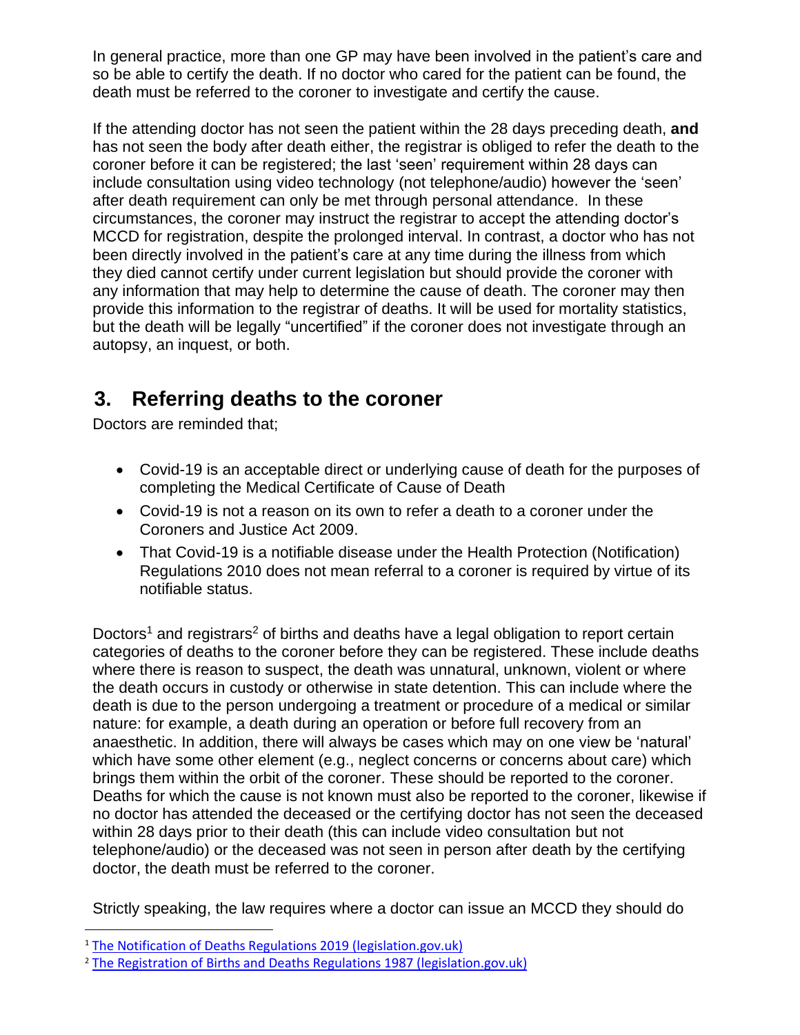In general practice, more than one GP may have been involved in the patient's care and so be able to certify the death. If no doctor who cared for the patient can be found, the death must be referred to the coroner to investigate and certify the cause.

If the attending doctor has not seen the patient within the 28 days preceding death, **and** has not seen the body after death either, the registrar is obliged to refer the death to the coroner before it can be registered; the last 'seen' requirement within 28 days can include consultation using video technology (not telephone/audio) however the 'seen' after death requirement can only be met through personal attendance. In these circumstances, the coroner may instruct the registrar to accept the attending doctor's MCCD for registration, despite the prolonged interval. In contrast, a doctor who has not been directly involved in the patient's care at any time during the illness from which they died cannot certify under current legislation but should provide the coroner with any information that may help to determine the cause of death. The coroner may then provide this information to the registrar of deaths. It will be used for mortality statistics, but the death will be legally "uncertified" if the coroner does not investigate through an autopsy, an inquest, or both.

## 3. Referring deaths to the coroner

Doctors are reminded that;

- Covid-19 is an acceptable direct or underlying cause of death for the purposes of completing the Medical Certificate of Cause of Death
- Covid-19 is not a reason on its own to refer a death to a coroner under the Coroners and Justice Act 2009.
- That Covid-19 is a notifiable disease under the Health Protection (Notification) Regulations 2010 does not mean referral to a coroner is required by virtue of its notifiable status.

Doctors[1] and registrars[2] of births and deaths have a legal obligation to report certain categories of deaths to the coroner before they can be registered. These include deaths where there is reason to suspect, the death was unnatural, unknown, violent or where the death occurs in custody or otherwise in state detention. This can include where the death is due to the person undergoing a treatment or procedure of a medical or similar nature: for example, a death during an operation or before full recovery from an anaesthetic. In addition, there will always be cases which may on one view be 'natural' which have some other element (e.g., neglect concerns or concerns about care) which brings them within the orbit of the coroner. These should be reported to the coroner. Deaths for which the cause is not known must also be reported to the coroner, likewise if no doctor has attended the deceased or the certifying doctor has not seen the deceased within 28 days prior to their death (this can include video consultation but not telephone/audio) or the deceased was not seen in person after death by the certifying doctor, the death must be referred to the coroner.

Strictly speaking, the law requires where a doctor can issue an MCCD they should do

[1] The Notification of Deaths Regulations 2019 (legislation.gov.uk)

[2] The Registration of Births and Deaths Regulations 1987 (legislation.gov.uk)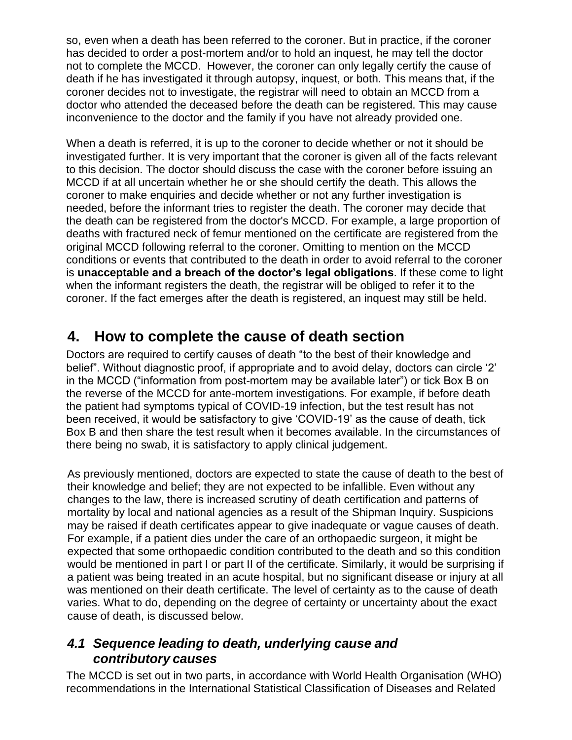so, even when a death has been referred to the coroner. But in practice, if the coroner has decided to order a post-mortem and/or to hold an inquest, he may tell the doctor not to complete the MCCD. However, the coroner can only legally certify the cause of death if he has investigated it through autopsy, inquest, or both. This means that, if the coroner decides not to investigate, the registrar will need to obtain an MCCD from a doctor who attended the deceased before the death can be registered. This may cause inconvenience to the doctor and the family if you have not already provided one.

When a death is referred, it is up to the coroner to decide whether or not it should be investigated further. It is very important that the coroner is given all of the facts relevant to this decision. The doctor should discuss the case with the coroner before issuing an MCCD if at all uncertain whether he or she should certify the death. This allows the coroner to make enquiries and decide whether or not any further investigation is needed, before the informant tries to register the death. The coroner may decide that the death can be registered from the doctor's MCCD. For example, a large proportion of deaths with fractured neck of femur mentioned on the certificate are registered from the original MCCD following referral to the coroner. Omitting to mention on the MCCD conditions or events that contributed to the death in order to avoid referral to the coroner is **unacceptable and a breach of the doctor's legal obligations**. If these come to light when the informant registers the death, the registrar will be obliged to refer it to the coroner. If the fact emerges after the death is registered, an inquest may still be held.

## 4. How to complete the cause of death section

Doctors are required to certify causes of death "to the best of their knowledge and belief". Without diagnostic proof, if appropriate and to avoid delay, doctors can circle '2' in the MCCD ("information from post-mortem may be available later") or tick Box B on the reverse of the MCCD for ante-mortem investigations. For example, if before death the patient had symptoms typical of COVID-19 infection, but the test result has not been received, it would be satisfactory to give 'COVID-19' as the cause of death, tick Box B and then share the test result when it becomes available. In the circumstances of there being no swab, it is satisfactory to apply clinical judgement.

As previously mentioned, doctors are expected to state the cause of death to the best of their knowledge and belief; they are not expected to be infallible. Even without any changes to the law, there is increased scrutiny of death certification and patterns of mortality by local and national agencies as a result of the Shipman Inquiry. Suspicions may be raised if death certificates appear to give inadequate or vague causes of death. For example, if a patient dies under the care of an orthopaedic surgeon, it might be expected that some orthopaedic condition contributed to the death and so this condition would be mentioned in part I or part II of the certificate. Similarly, it would be surprising if a patient was being treated in an acute hospital, but no significant disease or injury at all was mentioned on their death certificate. The level of certainty as to the cause of death varies. What to do, depending on the degree of certainty or uncertainty about the exact cause of death, is discussed below.

### *4.1 Sequence leading to death, underlying cause and contributory causes*

The MCCD is set out in two parts, in accordance with World Health Organisation (WHO) recommendations in the International Statistical Classification of Diseases and Related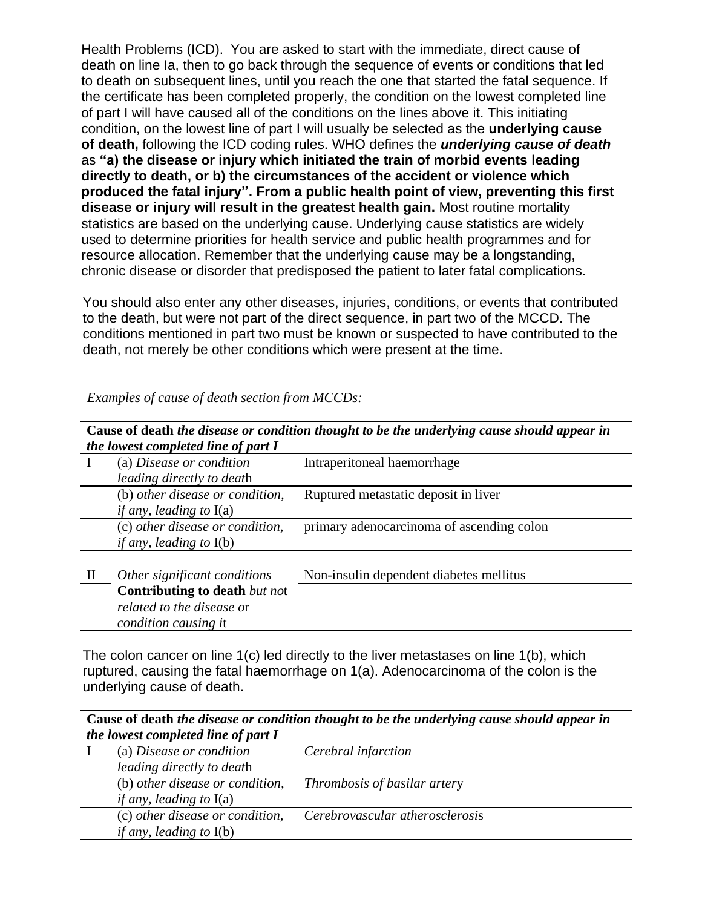Health Problems (ICD). You are asked to start with the immediate, direct cause of death on line Ia, then to go back through the sequence of events or conditions that led to death on subsequent lines, until you reach the one that started the fatal sequence. If the certificate has been completed properly, the condition on the lowest completed line of part I will have caused all of the conditions on the lines above it. This initiating condition, on the lowest line of part I will usually be selected as the **underlying cause of death,** following the ICD coding rules. WHO defines the ***underlying cause of death*** as **"a) the disease or injury which initiated the train of morbid events leading directly to death, or b) the circumstances of the accident or violence which produced the fatal injury". From a public health point of view, preventing this first disease or injury will result in the greatest health gain.** Most routine mortality statistics are based on the underlying cause. Underlying cause statistics are widely used to determine priorities for health service and public health programmes and for resource allocation. Remember that the underlying cause may be a longstanding, chronic disease or disorder that predisposed the patient to later fatal complications.

You should also enter any other diseases, injuries, conditions, or events that contributed to the death, but were not part of the direct sequence, in part two of the MCCD. The conditions mentioned in part two must be known or suspected to have contributed to the death, not merely be other conditions which were present at the time.

*Examples of cause of death section from MCCDs:*

| **Cause of death** *the disease or condition thought to be the underlying cause should appear in the lowest completed line of part I* | | |
|---|---|---|
| I | (a) *Disease or condition leading directly to death* | Intraperitoneal haemorrhage |
| | (b) *other disease or condition, if any, leading to* I(a) | Ruptured metastatic deposit in liver |
| | (c) *other disease or condition, if any, leading to* I(b) | primary adenocarcinoma of ascending colon |
| | | |
| II | *Other significant conditions* **Contributing to death** *but not related to the disease or condition causing it* | Non-insulin dependent diabetes mellitus |

The colon cancer on line 1(c) led directly to the liver metastases on line 1(b), which ruptured, causing the fatal haemorrhage on 1(a). Adenocarcinoma of the colon is the underlying cause of death.

| **Cause of death** *the disease or condition thought to be the underlying cause should appear in the lowest completed line of part I* | | |
|---|---|---|
| I | (a) *Disease or condition leading directly to death* | *Cerebral infarction* |
| | (b) *other disease or condition, if any, leading to* I(a) | *Thrombosis of basilar artery* |
| | (c) *other disease or condition, if any, leading to* I(b) | *Cerebrovascular atherosclerosis* |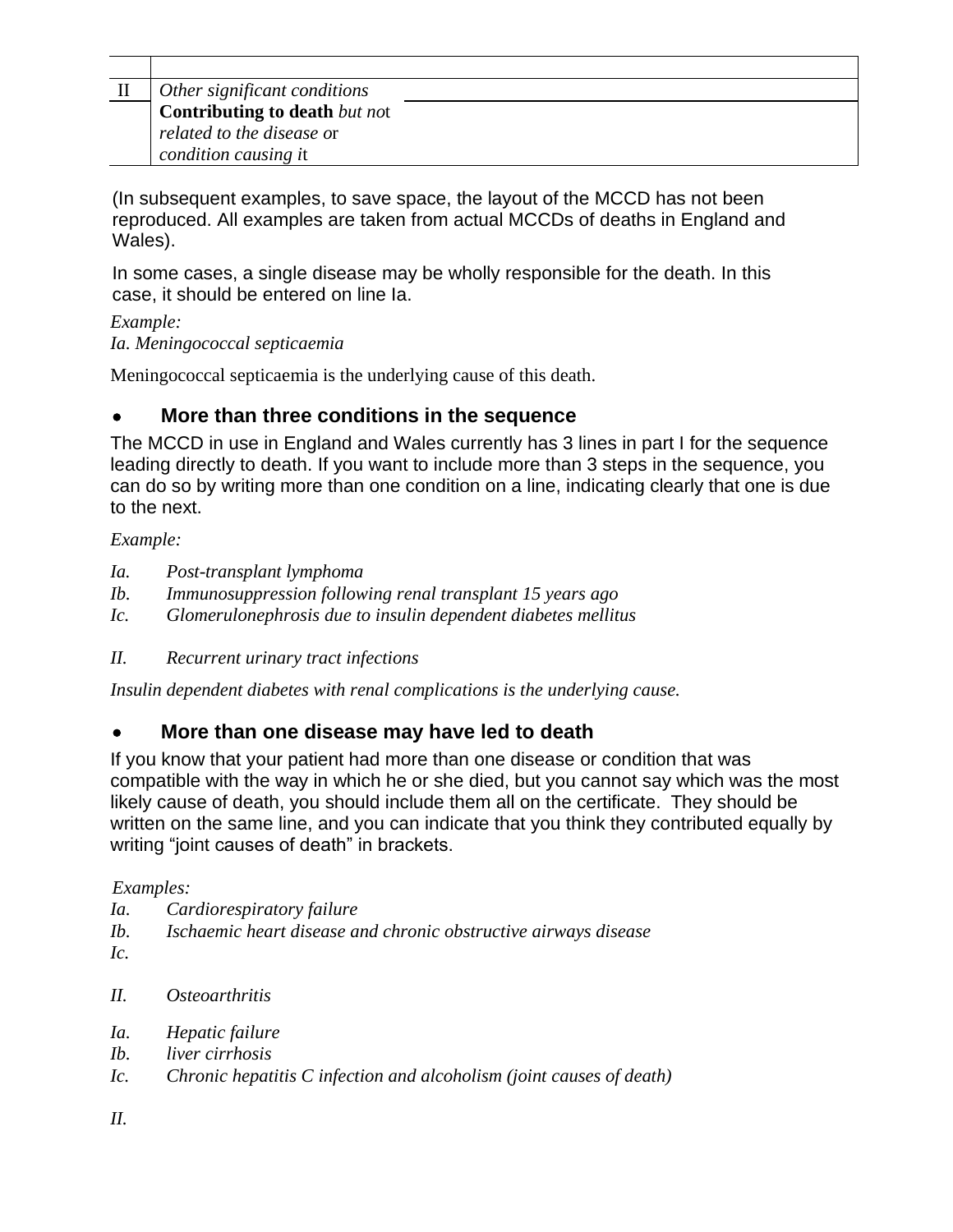| | | |
|---|---|---|
| | | |
| II | *Other significant conditions* **Contributing to death** *but not related to the disease or condition causing it* | |

(In subsequent examples, to save space, the layout of the MCCD has not been reproduced. All examples are taken from actual MCCDs of deaths in England and Wales).

In some cases, a single disease may be wholly responsible for the death. In this case, it should be entered on line Ia.

*Example:*
*Ia. Meningococcal septicaemia*

Meningococcal septicaemia is the underlying cause of this death.

- ### More than three conditions in the sequence

The MCCD in use in England and Wales currently has 3 lines in part I for the sequence leading directly to death. If you want to include more than 3 steps in the sequence, you can do so by writing more than one condition on a line, indicating clearly that one is due to the next.

*Example:*

*Ia. Post-transplant lymphoma*
*Ib. Immunosuppression following renal transplant 15 years ago*
*Ic. Glomerulonephrosis due to insulin dependent diabetes mellitus*

*II. Recurrent urinary tract infections*

*Insulin dependent diabetes with renal complications is the underlying cause.*

- ### More than one disease may have led to death

If you know that your patient had more than one disease or condition that was compatible with the way in which he or she died, but you cannot say which was the most likely cause of death, you should include them all on the certificate. They should be written on the same line, and you can indicate that you think they contributed equally by writing "joint causes of death" in brackets.

*Examples:*

*Ia. Cardiorespiratory failure*
*Ib. Ischaemic heart disease and chronic obstructive airways disease*
*Ic.*

*II. Osteoarthritis*

*Ia. Hepatic failure*
*Ib. liver cirrhosis*
*Ic. Chronic hepatitis C infection and alcoholism (joint causes of death)*

*II.*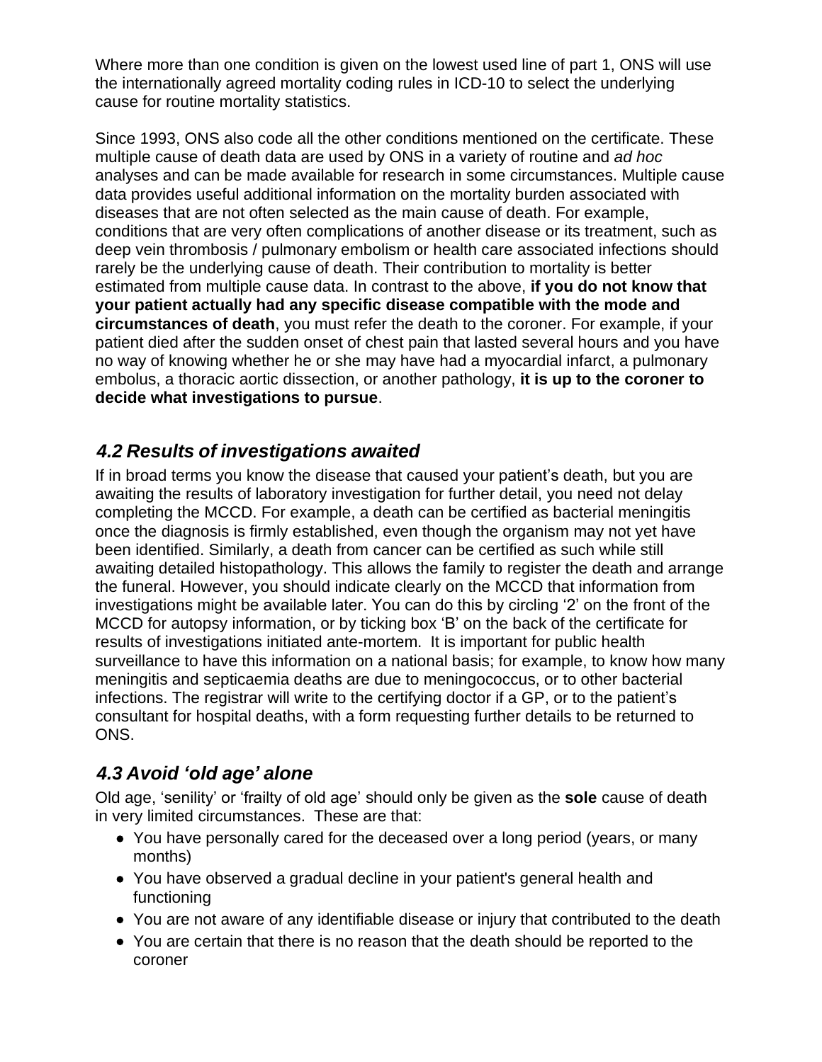Where more than one condition is given on the lowest used line of part 1, ONS will use the internationally agreed mortality coding rules in ICD-10 to select the underlying cause for routine mortality statistics.

Since 1993, ONS also code all the other conditions mentioned on the certificate. These multiple cause of death data are used by ONS in a variety of routine and *ad hoc* analyses and can be made available for research in some circumstances. Multiple cause data provides useful additional information on the mortality burden associated with diseases that are not often selected as the main cause of death. For example, conditions that are very often complications of another disease or its treatment, such as deep vein thrombosis / pulmonary embolism or health care associated infections should rarely be the underlying cause of death. Their contribution to mortality is better estimated from multiple cause data. In contrast to the above, **if you do not know that your patient actually had any specific disease compatible with the mode and circumstances of death**, you must refer the death to the coroner. For example, if your patient died after the sudden onset of chest pain that lasted several hours and you have no way of knowing whether he or she may have had a myocardial infarct, a pulmonary embolus, a thoracic aortic dissection, or another pathology, **it is up to the coroner to decide what investigations to pursue**.

## *4.2 Results of investigations awaited*

If in broad terms you know the disease that caused your patient's death, but you are awaiting the results of laboratory investigation for further detail, you need not delay completing the MCCD. For example, a death can be certified as bacterial meningitis once the diagnosis is firmly established, even though the organism may not yet have been identified. Similarly, a death from cancer can be certified as such while still awaiting detailed histopathology. This allows the family to register the death and arrange the funeral. However, you should indicate clearly on the MCCD that information from investigations might be available later. You can do this by circling '2' on the front of the MCCD for autopsy information, or by ticking box 'B' on the back of the certificate for results of investigations initiated ante-mortem. It is important for public health surveillance to have this information on a national basis; for example, to know how many meningitis and septicaemia deaths are due to meningococcus, or to other bacterial infections. The registrar will write to the certifying doctor if a GP, or to the patient's consultant for hospital deaths, with a form requesting further details to be returned to ONS.

## *4.3 Avoid 'old age' alone*

Old age, 'senility' or 'frailty of old age' should only be given as the **sole** cause of death in very limited circumstances. These are that:

- You have personally cared for the deceased over a long period (years, or many months)
- You have observed a gradual decline in your patient's general health and functioning
- You are not aware of any identifiable disease or injury that contributed to the death
- You are certain that there is no reason that the death should be reported to the coroner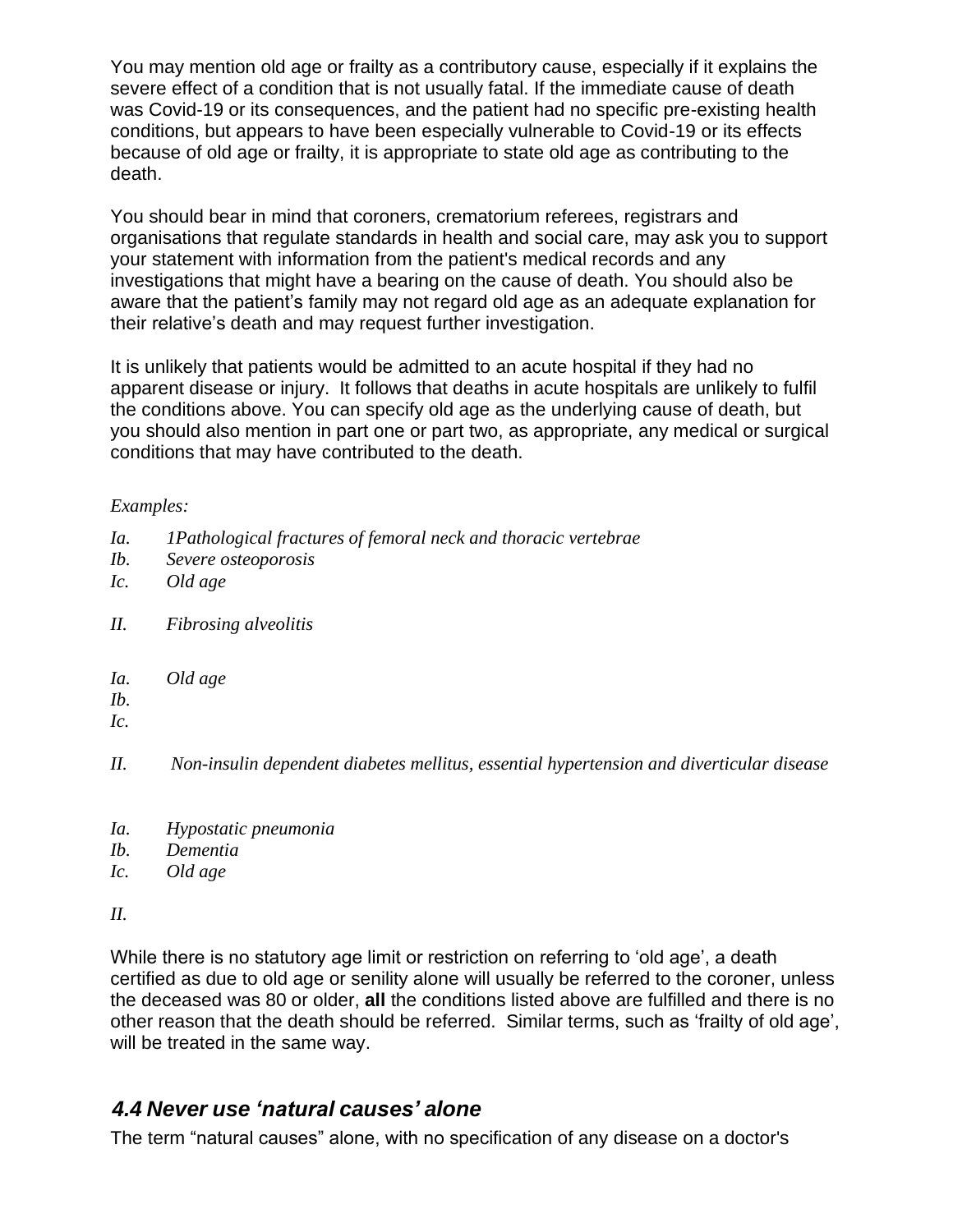You may mention old age or frailty as a contributory cause, especially if it explains the severe effect of a condition that is not usually fatal. If the immediate cause of death was Covid-19 or its consequences, and the patient had no specific pre-existing health conditions, but appears to have been especially vulnerable to Covid-19 or its effects because of old age or frailty, it is appropriate to state old age as contributing to the death.

You should bear in mind that coroners, crematorium referees, registrars and organisations that regulate standards in health and social care, may ask you to support your statement with information from the patient's medical records and any investigations that might have a bearing on the cause of death. You should also be aware that the patient's family may not regard old age as an adequate explanation for their relative's death and may request further investigation.

It is unlikely that patients would be admitted to an acute hospital if they had no apparent disease or injury. It follows that deaths in acute hospitals are unlikely to fulfil the conditions above. You can specify old age as the underlying cause of death, but you should also mention in part one or part two, as appropriate, any medical or surgical conditions that may have contributed to the death.

*Examples:*

*Ia. 1Pathological fractures of femoral neck and thoracic vertebrae*
*Ib. Severe osteoporosis*
*Ic. Old age*

*II. Fibrosing alveolitis*

*Ia. Old age*
*Ib.*
*Ic.*

*II. Non-insulin dependent diabetes mellitus, essential hypertension and diverticular disease*

*Ia. Hypostatic pneumonia*
*Ib. Dementia*
*Ic. Old age*

*II.*

While there is no statutory age limit or restriction on referring to 'old age', a death certified as due to old age or senility alone will usually be referred to the coroner, unless the deceased was 80 or older, **all** the conditions listed above are fulfilled and there is no other reason that the death should be referred. Similar terms, such as 'frailty of old age', will be treated in the same way.

## *4.4 Never use 'natural causes' alone*

The term "natural causes" alone, with no specification of any disease on a doctor's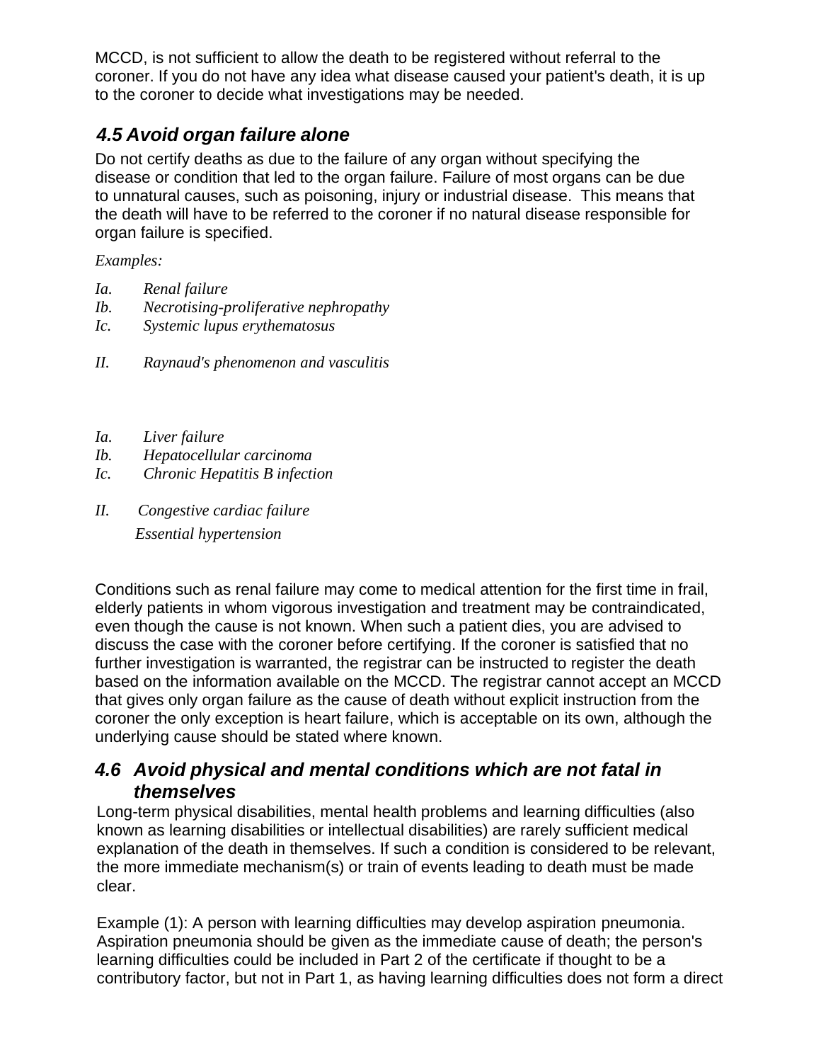MCCD, is not sufficient to allow the death to be registered without referral to the coroner. If you do not have any idea what disease caused your patient's death, it is up to the coroner to decide what investigations may be needed.

### *4.5 Avoid organ failure alone*

Do not certify deaths as due to the failure of any organ without specifying the disease or condition that led to the organ failure. Failure of most organs can be due to unnatural causes, such as poisoning, injury or industrial disease. This means that the death will have to be referred to the coroner if no natural disease responsible for organ failure is specified.

*Examples:*

*Ia. Renal failure*
*Ib. Necrotising-proliferative nephropathy*
*Ic. Systemic lupus erythematosus*

*II. Raynaud's phenomenon and vasculitis*

*Ia. Liver failure*
*Ib. Hepatocellular carcinoma*
*Ic. Chronic Hepatitis B infection*

*II. Congestive cardiac failure*
*Essential hypertension*

Conditions such as renal failure may come to medical attention for the first time in frail, elderly patients in whom vigorous investigation and treatment may be contraindicated, even though the cause is not known. When such a patient dies, you are advised to discuss the case with the coroner before certifying. If the coroner is satisfied that no further investigation is warranted, the registrar can be instructed to register the death based on the information available on the MCCD. The registrar cannot accept an MCCD that gives only organ failure as the cause of death without explicit instruction from the coroner the only exception is heart failure, which is acceptable on its own, although the underlying cause should be stated where known.

### *4.6 Avoid physical and mental conditions which are not fatal in themselves*

Long-term physical disabilities, mental health problems and learning difficulties (also known as learning disabilities or intellectual disabilities) are rarely sufficient medical explanation of the death in themselves. If such a condition is considered to be relevant, the more immediate mechanism(s) or train of events leading to death must be made clear.

Example (1): A person with learning difficulties may develop aspiration pneumonia. Aspiration pneumonia should be given as the immediate cause of death; the person's learning difficulties could be included in Part 2 of the certificate if thought to be a contributory factor, but not in Part 1, as having learning difficulties does not form a direct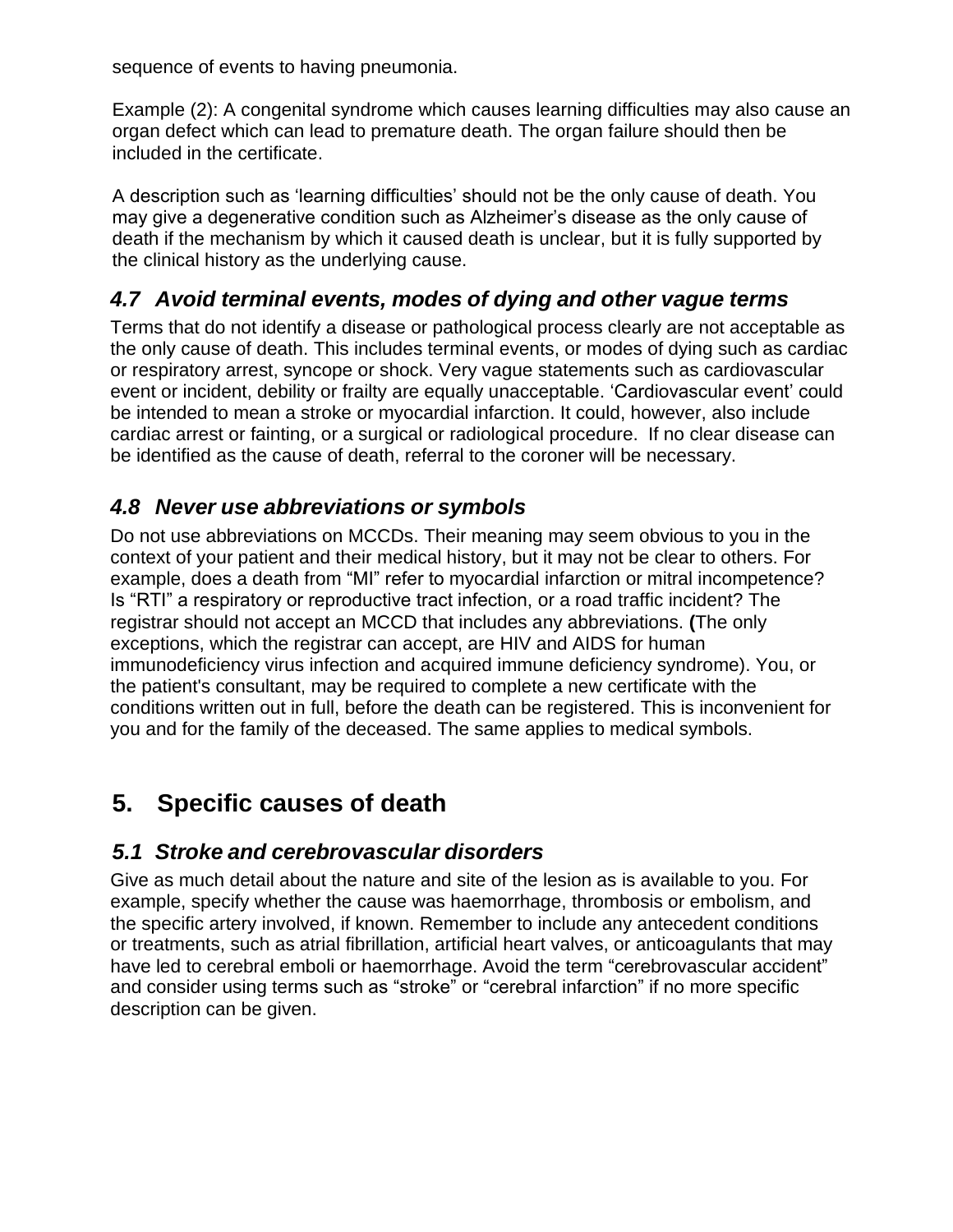sequence of events to having pneumonia.

Example (2): A congenital syndrome which causes learning difficulties may also cause an organ defect which can lead to premature death. The organ failure should then be included in the certificate.

A description such as 'learning difficulties' should not be the only cause of death. You may give a degenerative condition such as Alzheimer's disease as the only cause of death if the mechanism by which it caused death is unclear, but it is fully supported by the clinical history as the underlying cause.

### *4.7 Avoid terminal events, modes of dying and other vague terms*

Terms that do not identify a disease or pathological process clearly are not acceptable as the only cause of death. This includes terminal events, or modes of dying such as cardiac or respiratory arrest, syncope or shock. Very vague statements such as cardiovascular event or incident, debility or frailty are equally unacceptable. 'Cardiovascular event' could be intended to mean a stroke or myocardial infarction. It could, however, also include cardiac arrest or fainting, or a surgical or radiological procedure. If no clear disease can be identified as the cause of death, referral to the coroner will be necessary.

### *4.8 Never use abbreviations or symbols*

Do not use abbreviations on MCCDs. Their meaning may seem obvious to you in the context of your patient and their medical history, but it may not be clear to others. For example, does a death from "MI" refer to myocardial infarction or mitral incompetence? Is "RTI" a respiratory or reproductive tract infection, or a road traffic incident? The registrar should not accept an MCCD that includes any abbreviations. **(**The only exceptions, which the registrar can accept, are HIV and AIDS for human immunodeficiency virus infection and acquired immune deficiency syndrome). You, or the patient's consultant, may be required to complete a new certificate with the conditions written out in full, before the death can be registered. This is inconvenient for you and for the family of the deceased. The same applies to medical symbols.

## 5. Specific causes of death

### *5.1 Stroke and cerebrovascular disorders*

Give as much detail about the nature and site of the lesion as is available to you. For example, specify whether the cause was haemorrhage, thrombosis or embolism, and the specific artery involved, if known. Remember to include any antecedent conditions or treatments, such as atrial fibrillation, artificial heart valves, or anticoagulants that may have led to cerebral emboli or haemorrhage. Avoid the term "cerebrovascular accident" and consider using terms such as "stroke" or "cerebral infarction" if no more specific description can be given.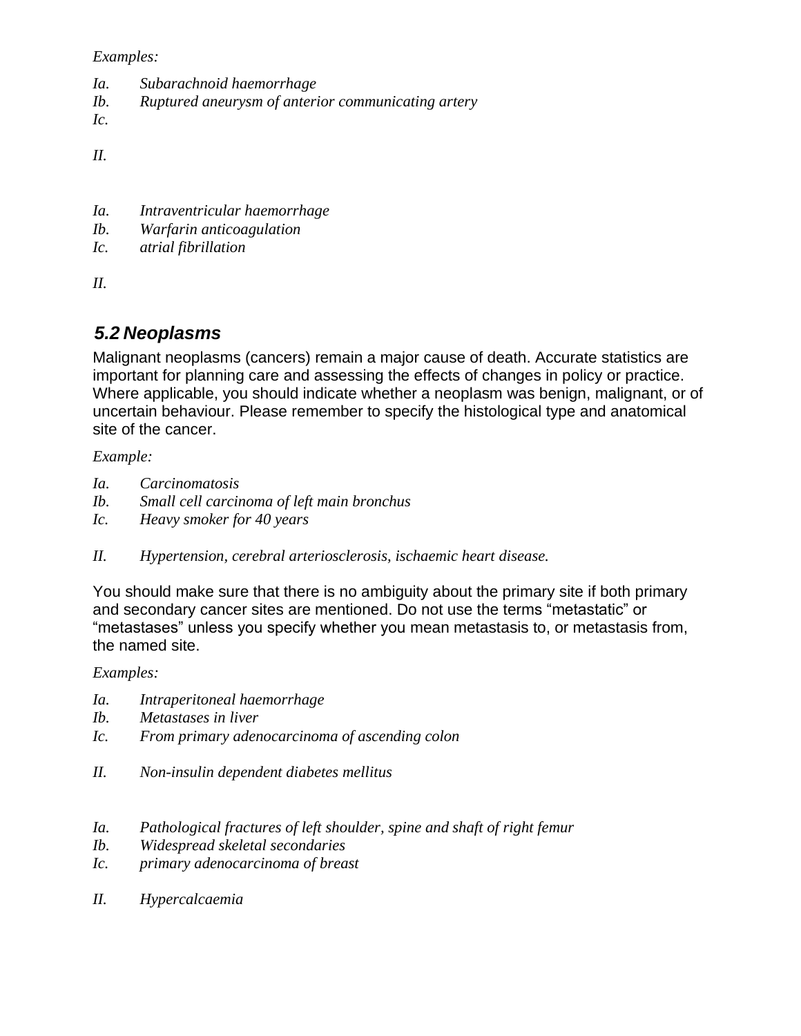*Examples:*

*Ia.* *Subarachnoid haemorrhage*
*Ib.* *Ruptured aneurysm of anterior communicating artery*
*Ic.*

*II.*

*Ia.* *Intraventricular haemorrhage*
*Ib.* *Warfarin anticoagulation*
*Ic.* *atrial fibrillation*

*II.*

## *5.2 Neoplasms*

Malignant neoplasms (cancers) remain a major cause of death. Accurate statistics are important for planning care and assessing the effects of changes in policy or practice. Where applicable, you should indicate whether a neoplasm was benign, malignant, or of uncertain behaviour. Please remember to specify the histological type and anatomical site of the cancer.

*Example:*

*Ia.* *Carcinomatosis*
*Ib.* *Small cell carcinoma of left main bronchus*
*Ic.* *Heavy smoker for 40 years*

*II.* *Hypertension, cerebral arteriosclerosis, ischaemic heart disease.*

You should make sure that there is no ambiguity about the primary site if both primary and secondary cancer sites are mentioned. Do not use the terms "metastatic" or "metastases" unless you specify whether you mean metastasis to, or metastasis from, the named site.

*Examples:*

*Ia.* *Intraperitoneal haemorrhage*
*Ib.* *Metastases in liver*
*Ic.* *From primary adenocarcinoma of ascending colon*

*II.* *Non-insulin dependent diabetes mellitus*

*Ia.* *Pathological fractures of left shoulder, spine and shaft of right femur*
*Ib.* *Widespread skeletal secondaries*
*Ic.* *primary adenocarcinoma of breast*

*II.* *Hypercalcaemia*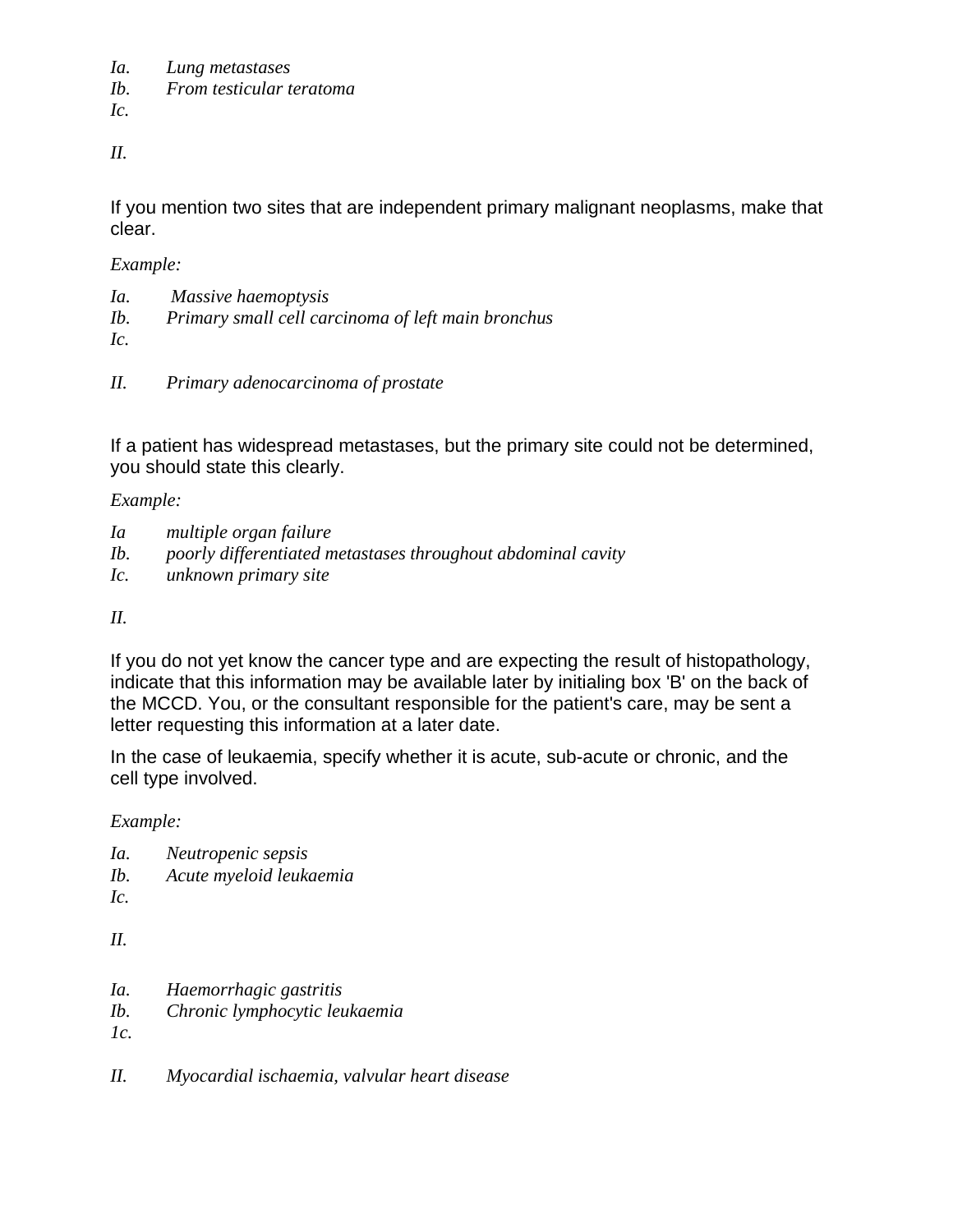*Ia.* *Lung metastases*
*Ib.* *From testicular teratoma*
*Ic.*

*II.*

If you mention two sites that are independent primary malignant neoplasms, make that clear.

*Example:*

*Ia.* *Massive haemoptysis*
*Ib.* *Primary small cell carcinoma of left main bronchus*
*Ic.*

*II.* *Primary adenocarcinoma of prostate*

If a patient has widespread metastases, but the primary site could not be determined, you should state this clearly.

*Example:*

*Ia* *multiple organ failure*
*Ib.* *poorly differentiated metastases throughout abdominal cavity*
*Ic.* *unknown primary site*

*II.*

If you do not yet know the cancer type and are expecting the result of histopathology, indicate that this information may be available later by initialing box 'B' on the back of the MCCD. You, or the consultant responsible for the patient's care, may be sent a letter requesting this information at a later date.

In the case of leukaemia, specify whether it is acute, sub-acute or chronic, and the cell type involved.

*Example:*

*Ia.* *Neutropenic sepsis*
*Ib.* *Acute myeloid leukaemia*
*Ic.*

*II.*

*Ia.* *Haemorrhagic gastritis*
*Ib.* *Chronic lymphocytic leukaemia*
*1c.*

*II.* *Myocardial ischaemia, valvular heart disease*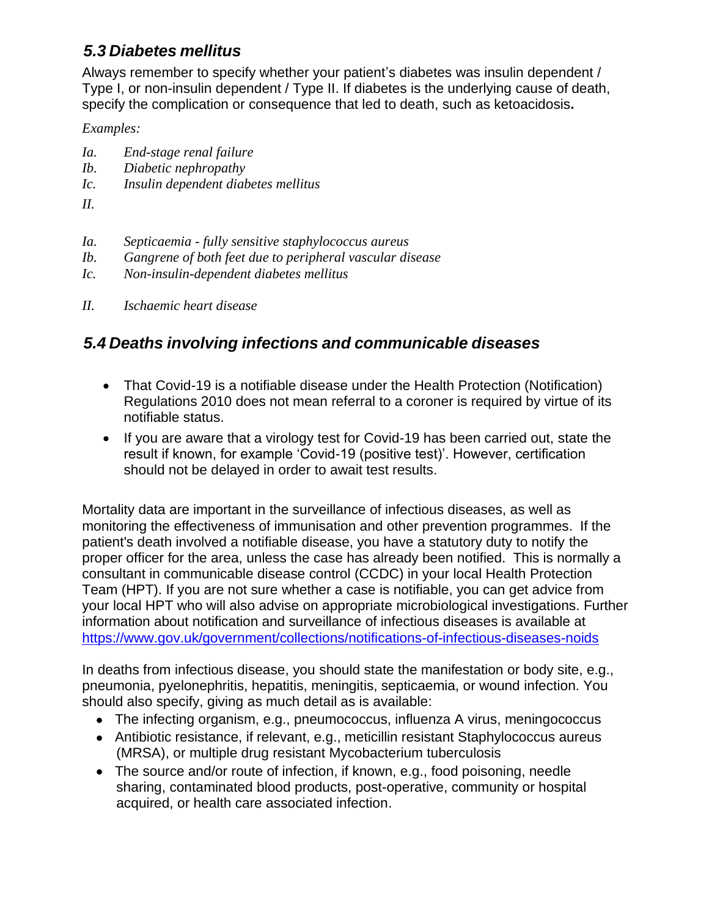### *5.3 Diabetes mellitus*

Always remember to specify whether your patient's diabetes was insulin dependent / Type I, or non-insulin dependent / Type II. If diabetes is the underlying cause of death, specify the complication or consequence that led to death, such as ketoacidosis**.**

*Examples:*

*Ia. End-stage renal failure*
*Ib. Diabetic nephropathy*
*Ic. Insulin dependent diabetes mellitus*
*II.*

*Ia. Septicaemia - fully sensitive staphylococcus aureus*
*Ib. Gangrene of both feet due to peripheral vascular disease*
*Ic. Non-insulin-dependent diabetes mellitus*

*II. Ischaemic heart disease*

### *5.4 Deaths involving infections and communicable diseases*

- That Covid-19 is a notifiable disease under the Health Protection (Notification) Regulations 2010 does not mean referral to a coroner is required by virtue of its notifiable status.
- If you are aware that a virology test for Covid-19 has been carried out, state the result if known, for example 'Covid-19 (positive test)'. However, certification should not be delayed in order to await test results.

Mortality data are important in the surveillance of infectious diseases, as well as monitoring the effectiveness of immunisation and other prevention programmes. If the patient's death involved a notifiable disease, you have a statutory duty to notify the proper officer for the area, unless the case has already been notified. This is normally a consultant in communicable disease control (CCDC) in your local Health Protection Team (HPT). If you are not sure whether a case is notifiable, you can get advice from your local HPT who will also advise on appropriate microbiological investigations. Further information about notification and surveillance of infectious diseases is available at https://www.gov.uk/government/collections/notifications-of-infectious-diseases-noids

In deaths from infectious disease, you should state the manifestation or body site, e.g., pneumonia, pyelonephritis, hepatitis, meningitis, septicaemia, or wound infection. You should also specify, giving as much detail as is available:

- The infecting organism, e.g., pneumococcus, influenza A virus, meningococcus
- Antibiotic resistance, if relevant, e.g., meticillin resistant Staphylococcus aureus (MRSA), or multiple drug resistant Mycobacterium tuberculosis
- The source and/or route of infection, if known, e.g., food poisoning, needle sharing, contaminated blood products, post-operative, community or hospital acquired, or health care associated infection.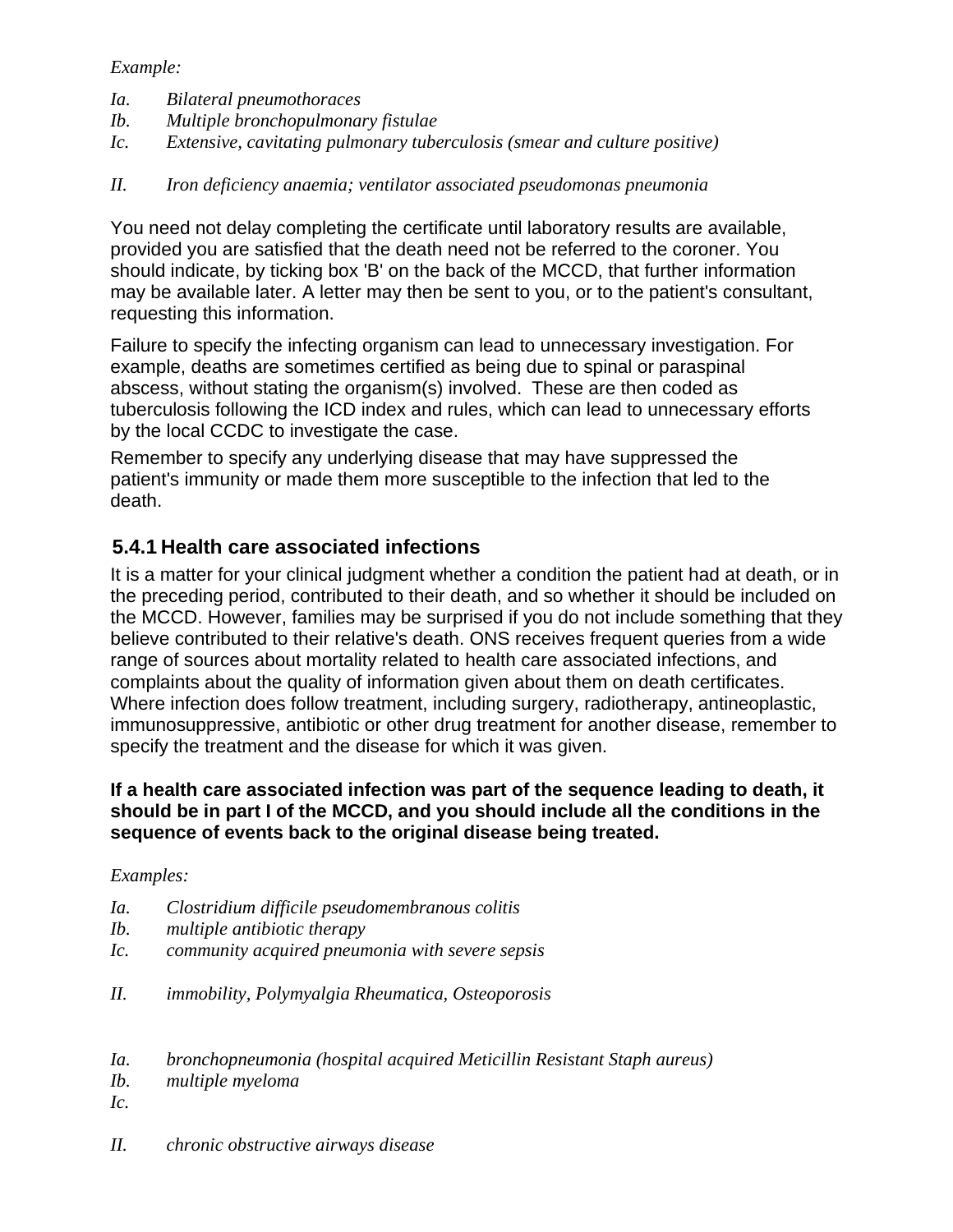*Example:*

*Ia. Bilateral pneumothoraces*
*Ib. Multiple bronchopulmonary fistulae*
*Ic. Extensive, cavitating pulmonary tuberculosis (smear and culture positive)*

*II. Iron deficiency anaemia; ventilator associated pseudomonas pneumonia*

You need not delay completing the certificate until laboratory results are available, provided you are satisfied that the death need not be referred to the coroner. You should indicate, by ticking box 'B' on the back of the MCCD, that further information may be available later. A letter may then be sent to you, or to the patient's consultant, requesting this information.

Failure to specify the infecting organism can lead to unnecessary investigation. For example, deaths are sometimes certified as being due to spinal or paraspinal abscess, without stating the organism(s) involved. These are then coded as tuberculosis following the ICD index and rules, which can lead to unnecessary efforts by the local CCDC to investigate the case.

Remember to specify any underlying disease that may have suppressed the patient's immunity or made them more susceptible to the infection that led to the death.

### 5.4.1 Health care associated infections

It is a matter for your clinical judgment whether a condition the patient had at death, or in the preceding period, contributed to their death, and so whether it should be included on the MCCD. However, families may be surprised if you do not include something that they believe contributed to their relative's death. ONS receives frequent queries from a wide range of sources about mortality related to health care associated infections, and complaints about the quality of information given about them on death certificates. Where infection does follow treatment, including surgery, radiotherapy, antineoplastic, immunosuppressive, antibiotic or other drug treatment for another disease, remember to specify the treatment and the disease for which it was given.

**If a health care associated infection was part of the sequence leading to death, it should be in part I of the MCCD, and you should include all the conditions in the sequence of events back to the original disease being treated.**

*Examples:*

*Ia. Clostridium difficile pseudomembranous colitis*
*Ib. multiple antibiotic therapy*
*Ic. community acquired pneumonia with severe sepsis*

*II. immobility, Polymyalgia Rheumatica, Osteoporosis*

*Ia. bronchopneumonia (hospital acquired Meticillin Resistant Staph aureus)*
*Ib. multiple myeloma*
*Ic.*

*II. chronic obstructive airways disease*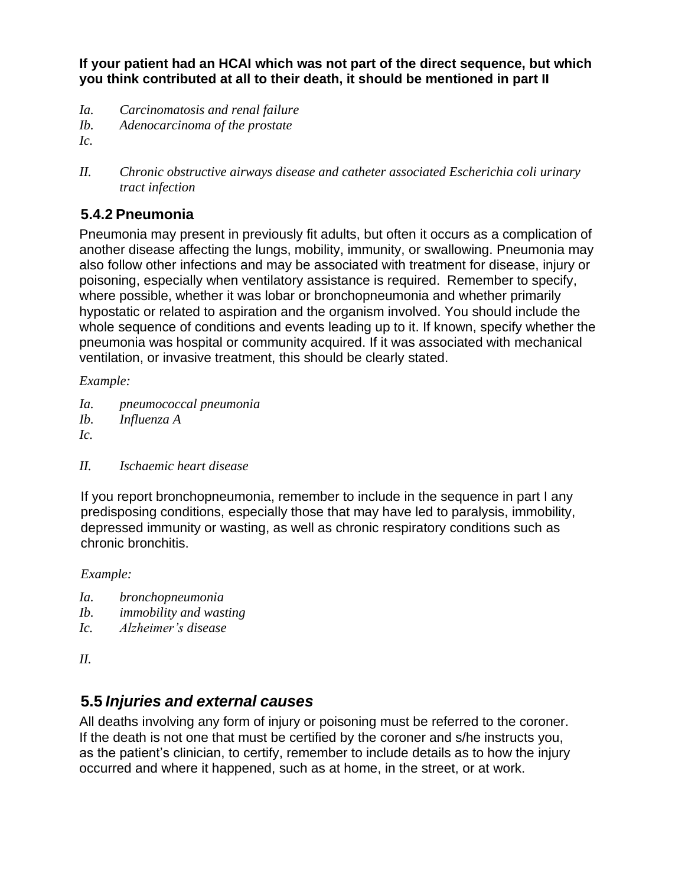**If your patient had an HCAI which was not part of the direct sequence, but which you think contributed at all to their death, it should be mentioned in part II**

*Ia.* *Carcinomatosis and renal failure*
*Ib.* *Adenocarcinoma of the prostate*
*Ic.*

*II.* *Chronic obstructive airways disease and catheter associated Escherichia coli urinary tract infection*

### 5.4.2 Pneumonia

Pneumonia may present in previously fit adults, but often it occurs as a complication of another disease affecting the lungs, mobility, immunity, or swallowing. Pneumonia may also follow other infections and may be associated with treatment for disease, injury or poisoning, especially when ventilatory assistance is required. Remember to specify, where possible, whether it was lobar or bronchopneumonia and whether primarily hypostatic or related to aspiration and the organism involved. You should include the whole sequence of conditions and events leading up to it. If known, specify whether the pneumonia was hospital or community acquired. If it was associated with mechanical ventilation, or invasive treatment, this should be clearly stated.

*Example:*

*Ia.* *pneumococcal pneumonia*
*Ib.* *Influenza A*
*Ic.*

*II.* *Ischaemic heart disease*

If you report bronchopneumonia, remember to include in the sequence in part I any predisposing conditions, especially those that may have led to paralysis, immobility, depressed immunity or wasting, as well as chronic respiratory conditions such as chronic bronchitis.

*Example:*

*Ia.* *bronchopneumonia*
*Ib.* *immobility and wasting*
*Ic.* *Alzheimer's disease*

*II.*

## 5.5 *Injuries and external causes*

All deaths involving any form of injury or poisoning must be referred to the coroner. If the death is not one that must be certified by the coroner and s/he instructs you, as the patient's clinician, to certify, remember to include details as to how the injury occurred and where it happened, such as at home, in the street, or at work.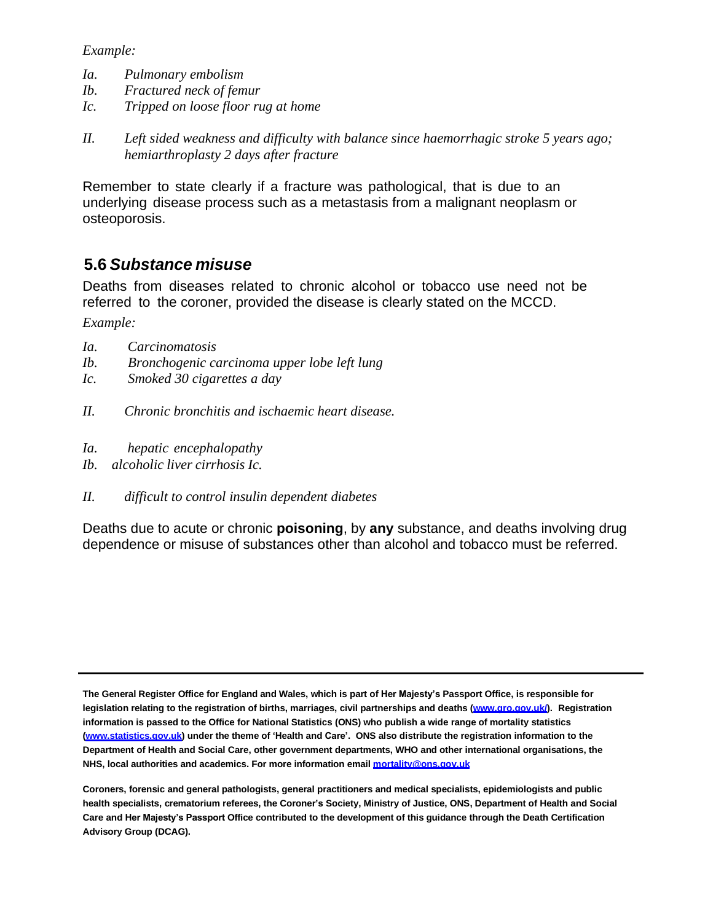*Example:*

*Ia. Pulmonary embolism*
*Ib. Fractured neck of femur*
*Ic. Tripped on loose floor rug at home*

*II. Left sided weakness and difficulty with balance since haemorrhagic stroke 5 years ago; hemiarthroplasty 2 days after fracture*

Remember to state clearly if a fracture was pathological, that is due to an underlying disease process such as a metastasis from a malignant neoplasm or osteoporosis.

## 5.6 *Substance misuse*

Deaths from diseases related to chronic alcohol or tobacco use need not be referred to the coroner, provided the disease is clearly stated on the MCCD.

*Example:*

*Ia. Carcinomatosis*
*Ib. Bronchogenic carcinoma upper lobe left lung*
*Ic. Smoked 30 cigarettes a day*

*II. Chronic bronchitis and ischaemic heart disease.*

*Ia. hepatic encephalopathy*
*Ib. alcoholic liver cirrhosis Ic.*

*II. difficult to control insulin dependent diabetes*

Deaths due to acute or chronic **poisoning**, by **any** substance, and deaths involving drug dependence or misuse of substances other than alcohol and tobacco must be referred.

---

**The General Register Office for England and Wales, which is part of Her Majesty's Passport Office, is responsible for legislation relating to the registration of births, marriages, civil partnerships and deaths ([www.gro.gov.uk/](www.gro.gov.uk/)). Registration information is passed to the Office for National Statistics (ONS) who publish a wide range of mortality statistics ([www.statistics.gov.uk](www.statistics.gov.uk)) under the theme of 'Health and Care'. ONS also distribute the registration information to the Department of Health and Social Care, other government departments, WHO and other international organisations, the NHS, local authorities and academics. For more information email [mortality@ons.gov.uk](mailto:mortality@ons.gov.uk)**

**Coroners, forensic and general pathologists, general practitioners and medical specialists, epidemiologists and public health specialists, crematorium referees, the Coroner's Society, Ministry of Justice, ONS, Department of Health and Social Care and Her Majesty's Passport Office contributed to the development of this guidance through the Death Certification Advisory Group (DCAG).**